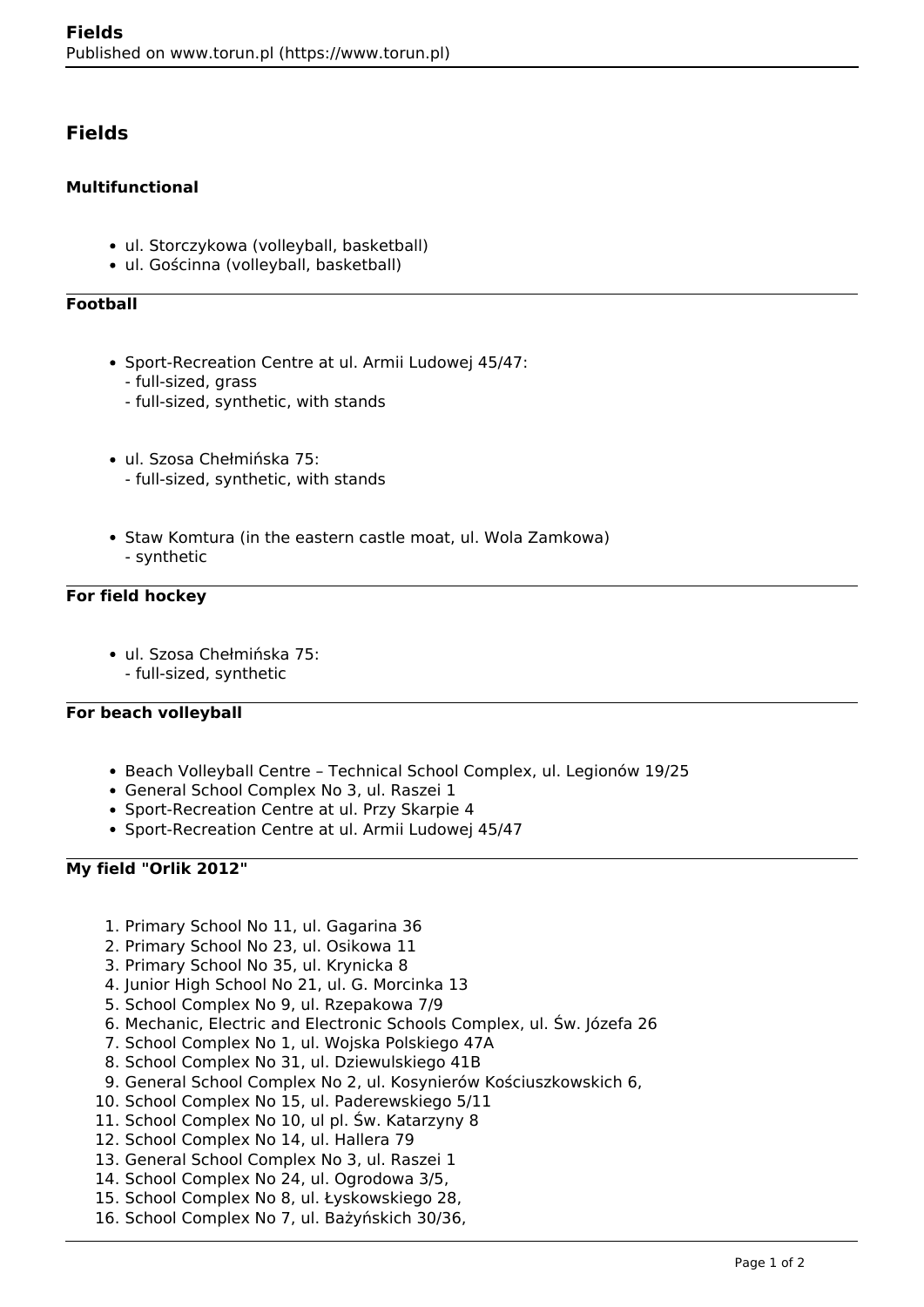## Fields

### Multifunctional

- ul. Storczykowa (volleyball, basketball)
- ul. Gościnna (volleyball, basketball)

---

### Football

- Sport-Recreation Centre at ul. Armii Ludowej 45/47:
  - full-sized, grass
  - full-sized, synthetic, with stands

- ul. Szosa Chełmińska 75:
  - full-sized, synthetic, with stands

- Staw Komtura (in the eastern castle moat, ul. Wola Zamkowa)
  - synthetic

---

### For field hockey

- ul. Szosa Chełmińska 75:
  - full-sized, synthetic

---

### For beach volleyball

- Beach Volleyball Centre – Technical School Complex, ul. Legionów 19/25
- General School Complex No 3, ul. Raszei 1
- Sport-Recreation Centre at ul. Przy Skarpie 4
- Sport-Recreation Centre at ul. Armii Ludowej 45/47

---

### My field "Orlik 2012"

1. Primary School No 11, ul. Gagarina 36
2. Primary School No 23, ul. Osikowa 11
3. Primary School No 35, ul. Krynicka 8
4. Junior High School No 21, ul. G. Morcinka 13
5. School Complex No 9, ul. Rzepakowa 7/9
6. Mechanic, Electric and Electronic Schools Complex, ul. Św. Józefa 26
7. School Complex No 1, ul. Wojska Polskiego 47A
8. School Complex No 31, ul. Dziewulskiego 41B
9. General School Complex No 2, ul. Kosynierów Kościuszkowskich 6,
10. School Complex No 15, ul. Paderewskiego 5/11
11. School Complex No 10, ul pl. Św. Katarzyny 8
12. School Complex No 14, ul. Hallera 79
13. General School Complex No 3, ul. Raszei 1
14. School Complex No 24, ul. Ogrodowa 3/5,
15. School Complex No 8, ul. Łyskowskiego 28,
16. School Complex No 7, ul. Bażyńskich 30/36,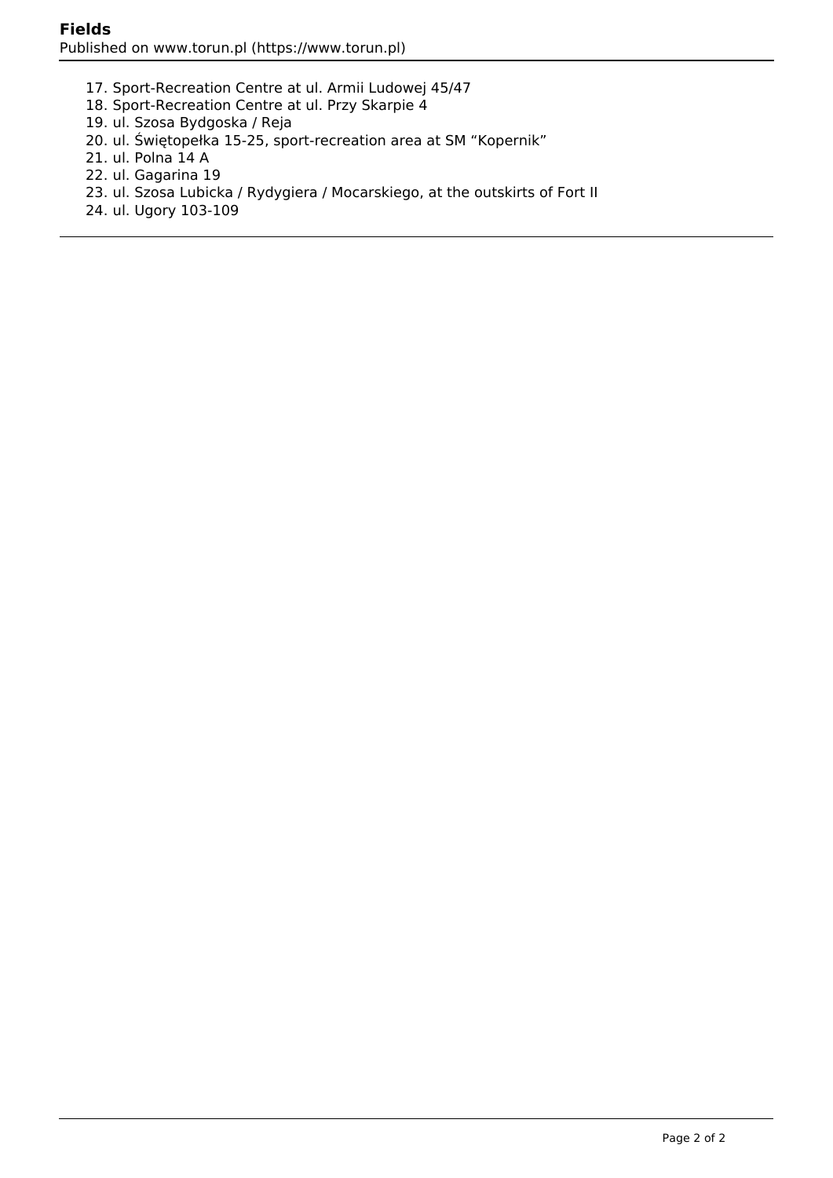17. Sport-Recreation Centre at ul. Armii Ludowej 45/47
18. Sport-Recreation Centre at ul. Przy Skarpie 4
19. ul. Szosa Bydgoska / Reja
20. ul. Świętopełka 15-25, sport-recreation area at SM “Kopernik”
21. ul. Polna 14 A
22. ul. Gagarina 19
23. ul. Szosa Lubicka / Rydygiera / Mocarskiego, at the outskirts of Fort II
24. ul. Ugory 103-109